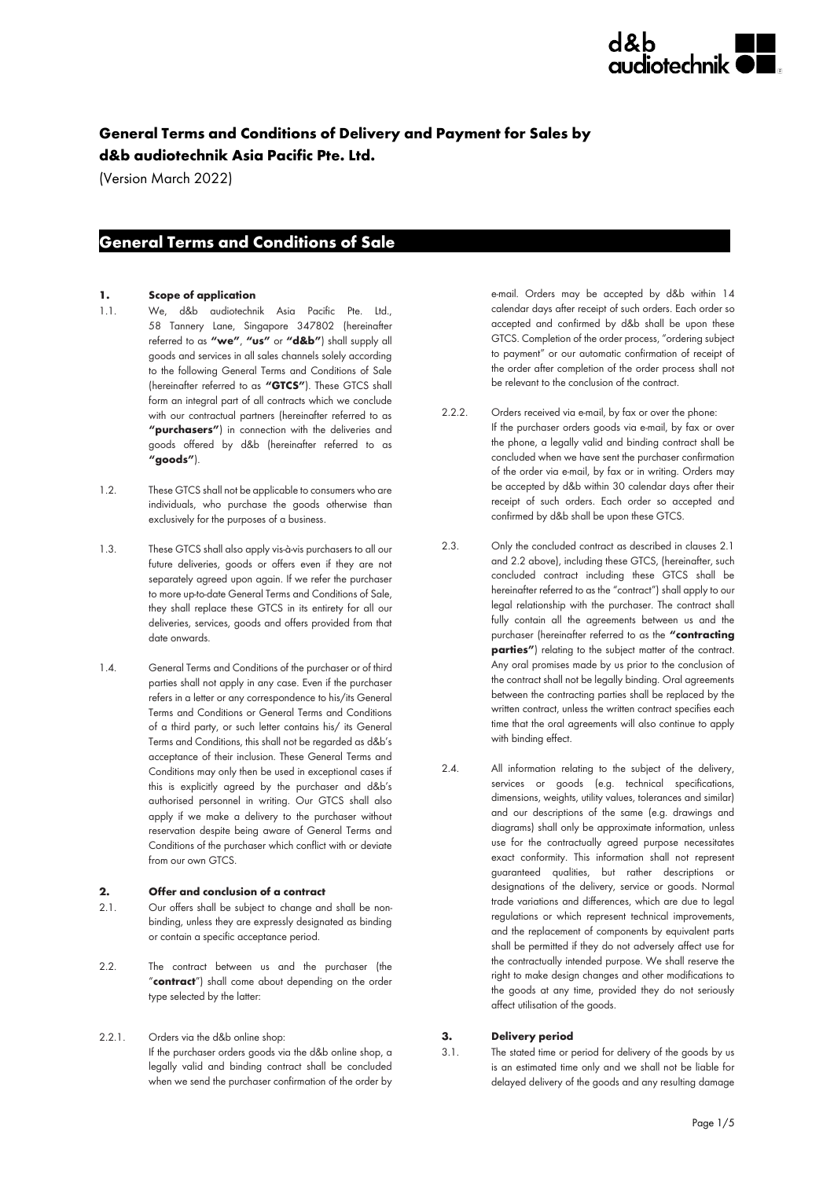# General Terms and Conditions of Delivery and Payment for Sales by d&b audiotechnik Asia Pacific Pte. Ltd.

(Version March 2022)

## General Terms and Conditions of Sale

### 1. Scope of application

1.1. We, d&b audiotechnik Asia Pacific Pte. Ltd., 58 Tannery Lane, Singapore 347802 (hereinafter referred to as **"we"**, **"us"** or **"d&b"**) shall supply all goods and services in all sales channels solely according to the following General Terms and Conditions of Sale (hereinafter referred to as **"GTCS"**). These GTCS shall form an integral part of all contracts which we conclude with our contractual partners (hereinafter referred to as **"purchasers"**) in connection with the deliveries and goods offered by d&b (hereinafter referred to as **"goods"**).

1.2. These GTCS shall not be applicable to consumers who are individuals, who purchase the goods otherwise than exclusively for the purposes of a business.

1.3. These GTCS shall also apply vis-à-vis purchasers to all our future deliveries, goods or offers even if they are not separately agreed upon again. If we refer the purchaser to more up-to-date General Terms and Conditions of Sale, they shall replace these GTCS in its entirety for all our deliveries, services, goods and offers provided from that date onwards.

1.4. General Terms and Conditions of the purchaser or of third parties shall not apply in any case. Even if the purchaser refers in a letter or any correspondence to his/its General Terms and Conditions or General Terms and Conditions of a third party, or such letter contains his/ its General Terms and Conditions, this shall not be regarded as d&b's acceptance of their inclusion. These General Terms and Conditions may only then be used in exceptional cases if this is explicitly agreed by the purchaser and d&b's authorised personnel in writing. Our GTCS shall also apply if we make a delivery to the purchaser without reservation despite being aware of General Terms and Conditions of the purchaser which conflict with or deviate from our own GTCS.

### 2. Offer and conclusion of a contract

2.1. Our offers shall be subject to change and shall be non-binding, unless they are expressly designated as binding or contain a specific acceptance period.

2.2. The contract between us and the purchaser (the "**contract**") shall come about depending on the order type selected by the latter:

2.2.1. Orders via the d&b online shop:
If the purchaser orders goods via the d&b online shop, a legally valid and binding contract shall be concluded when we send the purchaser confirmation of the order by e-mail. Orders may be accepted by d&b within 14 calendar days after receipt of such orders. Each order so accepted and confirmed by d&b shall be upon these GTCS. Completion of the order process, "ordering subject to payment" or our automatic confirmation of receipt of the order after completion of the order process shall not be relevant to the conclusion of the contract.

2.2.2. Orders received via e-mail, by fax or over the phone:
If the purchaser orders goods via e-mail, by fax or over the phone, a legally valid and binding contract shall be concluded when we have sent the purchaser confirmation of the order via e-mail, by fax or in writing. Orders may be accepted by d&b within 30 calendar days after their receipt of such orders. Each order so accepted and confirmed by d&b shall be upon these GTCS.

2.3. Only the concluded contract as described in clauses 2.1 and 2.2 above), including these GTCS, (hereinafter, such concluded contract including these GTCS shall be hereinafter referred to as the "contract") shall apply to our legal relationship with the purchaser. The contract shall fully contain all the agreements between us and the purchaser (hereinafter referred to as the **"contracting parties"**) relating to the subject matter of the contract. Any oral promises made by us prior to the conclusion of the contract shall not be legally binding. Oral agreements between the contracting parties shall be replaced by the written contract, unless the written contract specifies each time that the oral agreements will also continue to apply with binding effect.

2.4. All information relating to the subject of the delivery, services or goods (e.g. technical specifications, dimensions, weights, utility values, tolerances and similar) and our descriptions of the same (e.g. drawings and diagrams) shall only be approximate information, unless use for the contractually agreed purpose necessitates exact conformity. This information shall not represent guaranteed qualities, but rather descriptions or designations of the delivery, service or goods. Normal trade variations and differences, which are due to legal regulations or which represent technical improvements, and the replacement of components by equivalent parts shall be permitted if they do not adversely affect use for the contractually intended purpose. We shall reserve the right to make design changes and other modifications to the goods at any time, provided they do not seriously affect utilisation of the goods.

### 3. Delivery period

3.1. The stated time or period for delivery of the goods by us is an estimated time only and we shall not be liable for delayed delivery of the goods and any resulting damage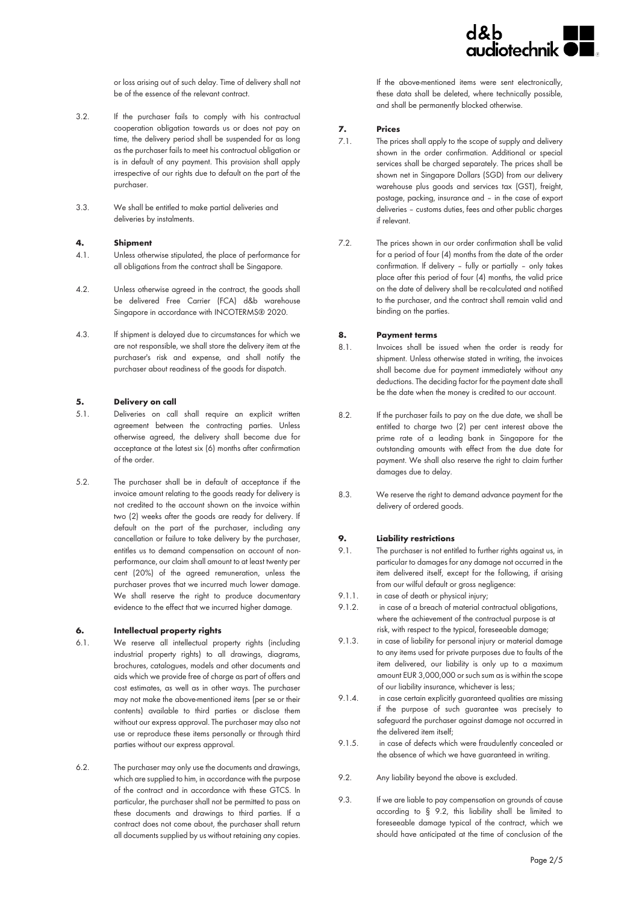or loss arising out of such delay. Time of delivery shall not be of the essence of the relevant contract.

3.2. If the purchaser fails to comply with his contractual cooperation obligation towards us or does not pay on time, the delivery period shall be suspended for as long as the purchaser fails to meet his contractual obligation or is in default of any payment. This provision shall apply irrespective of our rights due to default on the part of the purchaser.

3.3. We shall be entitled to make partial deliveries and deliveries by instalments.

### 4. Shipment

4.1. Unless otherwise stipulated, the place of performance for all obligations from the contract shall be Singapore.

4.2. Unless otherwise agreed in the contract, the goods shall be delivered Free Carrier (FCA) d&b warehouse Singapore in accordance with INCOTERMS® 2020.

4.3. If shipment is delayed due to circumstances for which we are not responsible, we shall store the delivery item at the purchaser's risk and expense, and shall notify the purchaser about readiness of the goods for dispatch.

### 5. Delivery on call

5.1. Deliveries on call shall require an explicit written agreement between the contracting parties. Unless otherwise agreed, the delivery shall become due for acceptance at the latest six (6) months after confirmation of the order.

5.2. The purchaser shall be in default of acceptance if the invoice amount relating to the goods ready for delivery is not credited to the account shown on the invoice within two (2) weeks after the goods are ready for delivery. If default on the part of the purchaser, including any cancellation or failure to take delivery by the purchaser, entitles us to demand compensation on account of non-performance, our claim shall amount to at least twenty per cent (20%) of the agreed remuneration, unless the purchaser proves that we incurred much lower damage. We shall reserve the right to produce documentary evidence to the effect that we incurred higher damage.

### 6. Intellectual property rights

6.1. We reserve all intellectual property rights (including industrial property rights) to all drawings, diagrams, brochures, catalogues, models and other documents and aids which we provide free of charge as part of offers and cost estimates, as well as in other ways. The purchaser may not make the above-mentioned items (per se or their contents) available to third parties or disclose them without our express approval. The purchaser may also not use or reproduce these items personally or through third parties without our express approval.

6.2. The purchaser may only use the documents and drawings, which are supplied to him, in accordance with the purpose of the contract and in accordance with these GTCS. In particular, the purchaser shall not be permitted to pass on these documents and drawings to third parties. If a contract does not come about, the purchaser shall return all documents supplied by us without retaining any copies. If the above-mentioned items were sent electronically, these data shall be deleted, where technically possible, and shall be permanently blocked otherwise.

### 7. Prices

7.1. The prices shall apply to the scope of supply and delivery shown in the order confirmation. Additional or special services shall be charged separately. The prices shall be shown net in Singapore Dollars (SGD) from our delivery warehouse plus goods and services tax (GST), freight, postage, packing, insurance and – in the case of export deliveries – customs duties, fees and other public charges if relevant.

7.2. The prices shown in our order confirmation shall be valid for a period of four (4) months from the date of the order confirmation. If delivery – fully or partially – only takes place after this period of four (4) months, the valid price on the date of delivery shall be re-calculated and notified to the purchaser, and the contract shall remain valid and binding on the parties.

### 8. Payment terms

8.1. Invoices shall be issued when the order is ready for shipment. Unless otherwise stated in writing, the invoices shall become due for payment immediately without any deductions. The deciding factor for the payment date shall be the date when the money is credited to our account.

8.2. If the purchaser fails to pay on the due date, we shall be entitled to charge two (2) per cent interest above the prime rate of a leading bank in Singapore for the outstanding amounts with effect from the due date for payment. We shall also reserve the right to claim further damages due to delay.

8.3. We reserve the right to demand advance payment for the delivery of ordered goods.

### 9. Liability restrictions

9.1. The purchaser is not entitled to further rights against us, in particular to damages for any damage not occurred in the item delivered itself, except for the following, if arising from our wilful default or gross negligence:

9.1.1. in case of death or physical injury;

9.1.2. in case of a breach of material contractual obligations, where the achievement of the contractual purpose is at risk, with respect to the typical, foreseeable damage;

9.1.3. in case of liability for personal injury or material damage to any items used for private purposes due to faults of the item delivered, our liability is only up to a maximum amount EUR 3,000,000 or such sum as is within the scope of our liability insurance, whichever is less;

9.1.4. in case certain explicitly guaranteed qualities are missing if the purpose of such guarantee was precisely to safeguard the purchaser against damage not occurred in the delivered item itself;

9.1.5. in case of defects which were fraudulently concealed or the absence of which we have guaranteed in writing.

9.2. Any liability beyond the above is excluded.

9.3. If we are liable to pay compensation on grounds of cause according to § 9.2, this liability shall be limited to foreseeable damage typical of the contract, which we should have anticipated at the time of conclusion of the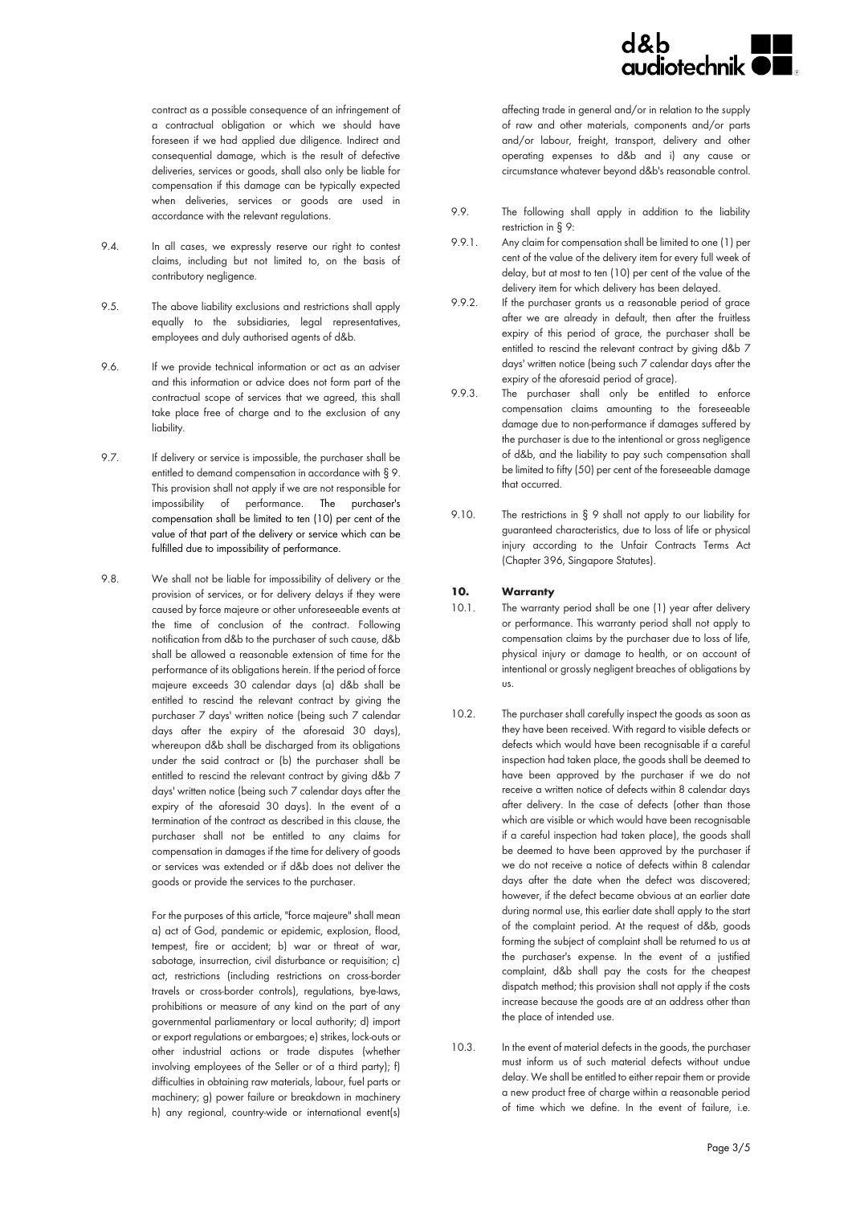contract as a possible consequence of an infringement of a contractual obligation or which we should have foreseen if we had applied due diligence. Indirect and consequential damage, which is the result of defective deliveries, services or goods, shall also only be liable for compensation if this damage can be typically expected when deliveries, services or goods are used in accordance with the relevant regulations.

9.4. In all cases, we expressly reserve our right to contest claims, including but not limited to, on the basis of contributory negligence.

9.5. The above liability exclusions and restrictions shall apply equally to the subsidiaries, legal representatives, employees and duly authorised agents of d&b.

9.6. If we provide technical information or act as an adviser and this information or advice does not form part of the contractual scope of services that we agreed, this shall take place free of charge and to the exclusion of any liability.

9.7. If delivery or service is impossible, the purchaser shall be entitled to demand compensation in accordance with § 9. This provision shall not apply if we are not responsible for impossibility of performance. The purchaser's compensation shall be limited to ten (10) per cent of the value of that part of the delivery or service which can be fulfilled due to impossibility of performance.

9.8. We shall not be liable for impossibility of delivery or the provision of services, or for delivery delays if they were caused by force majeure or other unforeseeable events at the time of conclusion of the contract. Following notification from d&b to the purchaser of such cause, d&b shall be allowed a reasonable extension of time for the performance of its obligations herein. If the period of force majeure exceeds 30 calendar days (a) d&b shall be entitled to rescind the relevant contract by giving the purchaser 7 days' written notice (being such 7 calendar days after the expiry of the aforesaid 30 days), whereupon d&b shall be discharged from its obligations under the said contract or (b) the purchaser shall be entitled to rescind the relevant contract by giving d&b 7 days' written notice (being such 7 calendar days after the expiry of the aforesaid 30 days). In the event of a termination of the contract as described in this clause, the purchaser shall not be entitled to any claims for compensation in damages if the time for delivery of goods or services was extended or if d&b does not deliver the goods or provide the services to the purchaser.

For the purposes of this article, "force majeure" shall mean a) act of God, pandemic or epidemic, explosion, flood, tempest, fire or accident; b) war or threat of war, sabotage, insurrection, civil disturbance or requisition; c) act, restrictions (including restrictions on cross-border travels or cross-border controls), regulations, bye-laws, prohibitions or measure of any kind on the part of any governmental parliamentary or local authority; d) import or export regulations or embargoes; e) strikes, lock-outs or other industrial actions or trade disputes (whether involving employees of the Seller or of a third party); f) difficulties in obtaining raw materials, labour, fuel parts or machinery; g) power failure or breakdown in machinery h) any regional, country-wide or international event(s) affecting trade in general and/or in relation to the supply of raw and other materials, components and/or parts and/or labour, freight, transport, delivery and other operating expenses to d&b and i) any cause or circumstance whatever beyond d&b's reasonable control.

9.9. The following shall apply in addition to the liability restriction in § 9:

9.9.1. Any claim for compensation shall be limited to one (1) per cent of the value of the delivery item for every full week of delay, but at most to ten (10) per cent of the value of the delivery item for which delivery has been delayed.

9.9.2. If the purchaser grants us a reasonable period of grace after we are already in default, then after the fruitless expiry of this period of grace, the purchaser shall be entitled to rescind the relevant contract by giving d&b 7 days' written notice (being such 7 calendar days after the expiry of the aforesaid period of grace).

9.9.3. The purchaser shall only be entitled to enforce compensation claims amounting to the foreseeable damage due to non-performance if damages suffered by the purchaser is due to the intentional or gross negligence of d&b, and the liability to pay such compensation shall be limited to fifty (50) per cent of the foreseeable damage that occurred.

9.10. The restrictions in § 9 shall not apply to our liability for guaranteed characteristics, due to loss of life or physical injury according to the Unfair Contracts Terms Act (Chapter 396, Singapore Statutes).

## 10. Warranty

10.1. The warranty period shall be one (1) year after delivery or performance. This warranty period shall not apply to compensation claims by the purchaser due to loss of life, physical injury or damage to health, or on account of intentional or grossly negligent breaches of obligations by us.

10.2. The purchaser shall carefully inspect the goods as soon as they have been received. With regard to visible defects or defects which would have been recognisable if a careful inspection had taken place, the goods shall be deemed to have been approved by the purchaser if we do not receive a written notice of defects within 8 calendar days after delivery. In the case of defects (other than those which are visible or which would have been recognisable if a careful inspection had taken place), the goods shall be deemed to have been approved by the purchaser if we do not receive a notice of defects within 8 calendar days after the date when the defect was discovered; however, if the defect became obvious at an earlier date during normal use, this earlier date shall apply to the start of the complaint period. At the request of d&b, goods forming the subject of complaint shall be returned to us at the purchaser's expense. In the event of a justified complaint, d&b shall pay the costs for the cheapest dispatch method; this provision shall not apply if the costs increase because the goods are at an address other than the place of intended use.

10.3. In the event of material defects in the goods, the purchaser must inform us of such material defects without undue delay. We shall be entitled to either repair them or provide a new product free of charge within a reasonable period of time which we define. In the event of failure, i.e.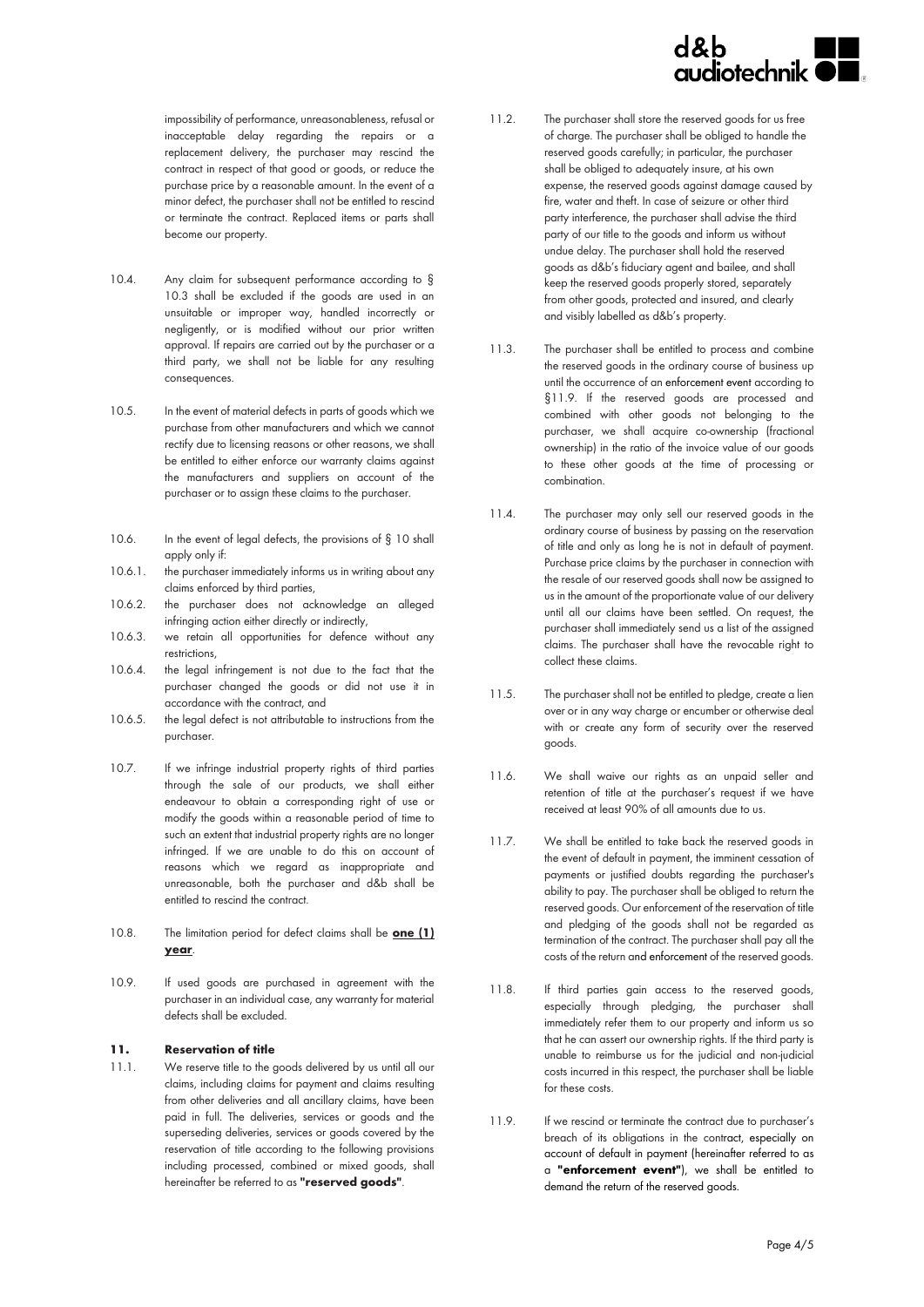impossibility of performance, unreasonableness, refusal or inacceptable delay regarding the repairs or a replacement delivery, the purchaser may rescind the contract in respect of that good or goods, or reduce the purchase price by a reasonable amount. In the event of a minor defect, the purchaser shall not be entitled to rescind or terminate the contract. Replaced items or parts shall become our property.

10.4. Any claim for subsequent performance according to § 10.3 shall be excluded if the goods are used in an unsuitable or improper way, handled incorrectly or negligently, or is modified without our prior written approval. If repairs are carried out by the purchaser or a third party, we shall not be liable for any resulting consequences.

10.5. In the event of material defects in parts of goods which we purchase from other manufacturers and which we cannot rectify due to licensing reasons or other reasons, we shall be entitled to either enforce our warranty claims against the manufacturers and suppliers on account of the purchaser or to assign these claims to the purchaser.

10.6. In the event of legal defects, the provisions of § 10 shall apply only if:

10.6.1. the purchaser immediately informs us in writing about any claims enforced by third parties,

10.6.2. the purchaser does not acknowledge an alleged infringing action either directly or indirectly,

10.6.3. we retain all opportunities for defence without any restrictions,

10.6.4. the legal infringement is not due to the fact that the purchaser changed the goods or did not use it in accordance with the contract, and

10.6.5. the legal defect is not attributable to instructions from the purchaser.

10.7. If we infringe industrial property rights of third parties through the sale of our products, we shall either endeavour to obtain a corresponding right of use or modify the goods within a reasonable period of time to such an extent that industrial property rights are no longer infringed. If we are unable to do this on account of reasons which we regard as inappropriate and unreasonable, both the purchaser and d&b shall be entitled to rescind the contract.

10.8. The limitation period for defect claims shall be **one (1) year**.

10.9. If used goods are purchased in agreement with the purchaser in an individual case, any warranty for material defects shall be excluded.

## 11. Reservation of title

11.1. We reserve title to the goods delivered by us until all our claims, including claims for payment and claims resulting from other deliveries and all ancillary claims, have been paid in full. The deliveries, services or goods and the superseding deliveries, services or goods covered by the reservation of title according to the following provisions including processed, combined or mixed goods, shall hereinafter be referred to as **"reserved goods"**.

11.2. The purchaser shall store the reserved goods for us free of charge. The purchaser shall be obliged to handle the reserved goods carefully; in particular, the purchaser shall be obliged to adequately insure, at his own expense, the reserved goods against damage caused by fire, water and theft. In case of seizure or other third party interference, the purchaser shall advise the third party of our title to the goods and inform us without undue delay. The purchaser shall hold the reserved goods as d&b's fiduciary agent and bailee, and shall keep the reserved goods properly stored, separately from other goods, protected and insured, and clearly and visibly labelled as d&b's property.

11.3. The purchaser shall be entitled to process and combine the reserved goods in the ordinary course of business up until the occurrence of an enforcement event according to §11.9. If the reserved goods are processed and combined with other goods not belonging to the purchaser, we shall acquire co-ownership (fractional ownership) in the ratio of the invoice value of our goods to these other goods at the time of processing or combination.

11.4. The purchaser may only sell our reserved goods in the ordinary course of business by passing on the reservation of title and only as long he is not in default of payment. Purchase price claims by the purchaser in connection with the resale of our reserved goods shall now be assigned to us in the amount of the proportionate value of our delivery until all our claims have been settled. On request, the purchaser shall immediately send us a list of the assigned claims. The purchaser shall have the revocable right to collect these claims.

11.5. The purchaser shall not be entitled to pledge, create a lien over or in any way charge or encumber or otherwise deal with or create any form of security over the reserved goods.

11.6. We shall waive our rights as an unpaid seller and retention of title at the purchaser's request if we have received at least 90% of all amounts due to us.

11.7. We shall be entitled to take back the reserved goods in the event of default in payment, the imminent cessation of payments or justified doubts regarding the purchaser's ability to pay. The purchaser shall be obliged to return the reserved goods. Our enforcement of the reservation of title and pledging of the goods shall not be regarded as termination of the contract. The purchaser shall pay all the costs of the return and enforcement of the reserved goods.

11.8. If third parties gain access to the reserved goods, especially through pledging, the purchaser shall immediately refer them to our property and inform us so that he can assert our ownership rights. If the third party is unable to reimburse us for the judicial and non-judicial costs incurred in this respect, the purchaser shall be liable for these costs.

11.9. If we rescind or terminate the contract due to purchaser's breach of its obligations in the contract, especially on account of default in payment (hereinafter referred to as a **"enforcement event"**), we shall be entitled to demand the return of the reserved goods.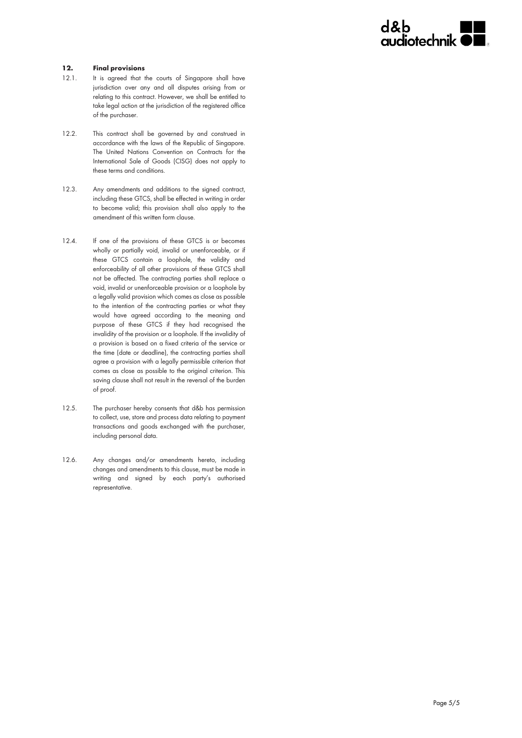## 12. Final provisions

12.1. It is agreed that the courts of Singapore shall have jurisdiction over any and all disputes arising from or relating to this contract. However, we shall be entitled to take legal action at the jurisdiction of the registered office of the purchaser.

12.2. This contract shall be governed by and construed in accordance with the laws of the Republic of Singapore. The United Nations Convention on Contracts for the International Sale of Goods (CISG) does not apply to these terms and conditions.

12.3. Any amendments and additions to the signed contract, including these GTCS, shall be effected in writing in order to become valid; this provision shall also apply to the amendment of this written form clause.

12.4. If one of the provisions of these GTCS is or becomes wholly or partially void, invalid or unenforceable, or if these GTCS contain a loophole, the validity and enforceability of all other provisions of these GTCS shall not be affected. The contracting parties shall replace a void, invalid or unenforceable provision or a loophole by a legally valid provision which comes as close as possible to the intention of the contracting parties or what they would have agreed according to the meaning and purpose of these GTCS if they had recognised the invalidity of the provision or a loophole. If the invalidity of a provision is based on a fixed criteria of the service or the time (date or deadline), the contracting parties shall agree a provision with a legally permissible criterion that comes as close as possible to the original criterion. This saving clause shall not result in the reversal of the burden of proof.

12.5. The purchaser hereby consents that d&b has permission to collect, use, store and process data relating to payment transactions and goods exchanged with the purchaser, including personal data.

12.6. Any changes and/or amendments hereto, including changes and amendments to this clause, must be made in writing and signed by each party's authorised representative.